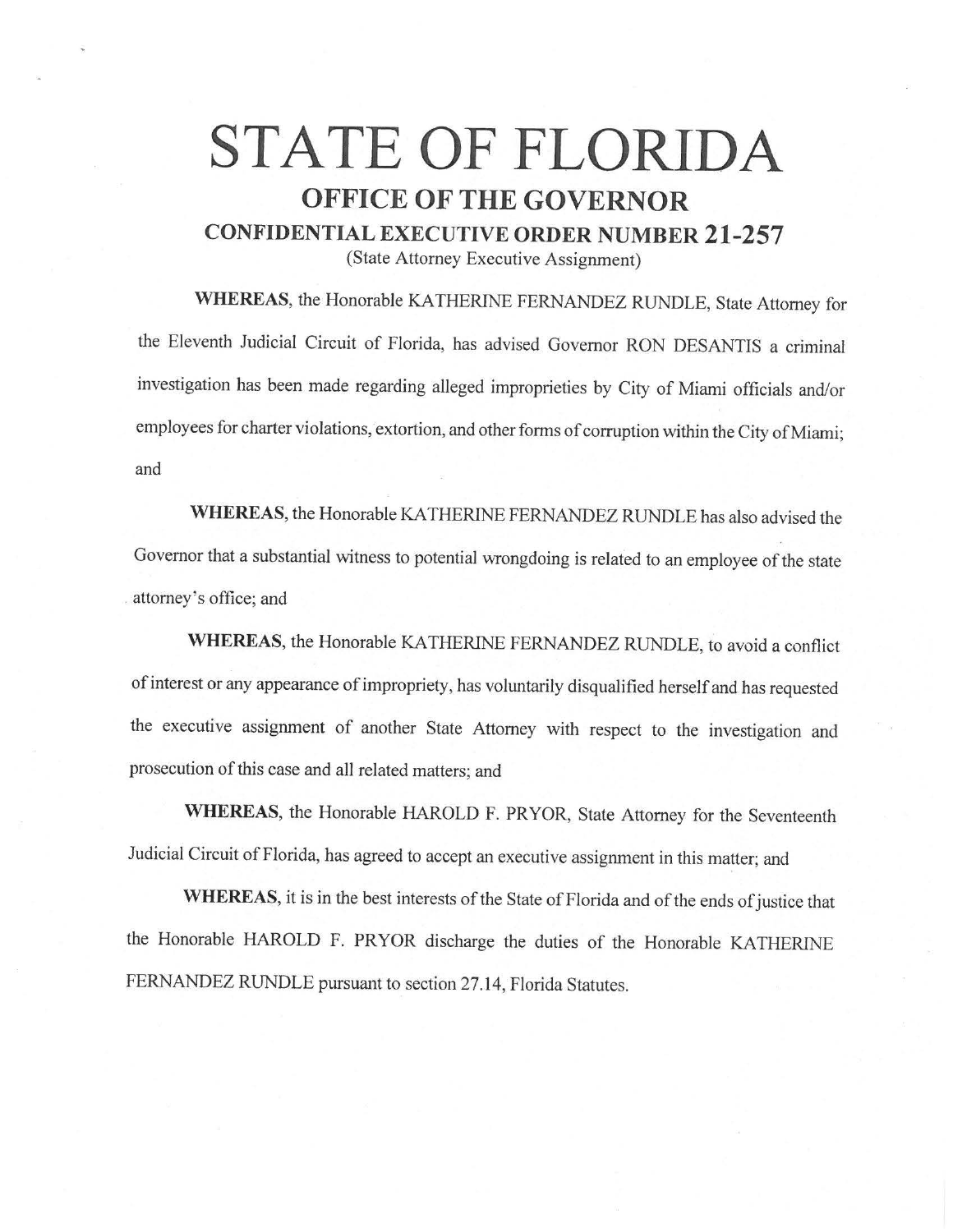# STATE OF FLORIDA

## OFFICE OF THE GOVERNOR

### CONFIDENTIAL EXECUTIVE ORDER NUMBER 21-257

(State Attorney Executive Assignment)

**WHEREAS**, the Honorable KATHERINE FERNANDEZ RUNDLE, State Attorney for the Eleventh Judicial Circuit of Florida, has advised Governor RON DESANTIS a criminal investigation has been made regarding alleged improprieties by City of Miami officials and/or employees for charter violations, extortion, and other forms of corruption within the City of Miami; and

**WHEREAS**, the Honorable KATHERINE FERNANDEZ RUNDLE has also advised the Governor that a substantial witness to potential wrongdoing is related to an employee of the state attorney's office; and

**WHEREAS**, the Honorable KATHERINE FERNANDEZ RUNDLE, to avoid a conflict of interest or any appearance of impropriety, has voluntarily disqualified herself and has requested the executive assignment of another State Attorney with respect to the investigation and prosecution of this case and all related matters; and

**WHEREAS**, the Honorable HAROLD F. PRYOR, State Attorney for the Seventeenth Judicial Circuit of Florida, has agreed to accept an executive assignment in this matter; and

**WHEREAS**, it is in the best interests of the State of Florida and of the ends of justice that the Honorable HAROLD F. PRYOR discharge the duties of the Honorable KATHERINE FERNANDEZ RUNDLE pursuant to section 27.14, Florida Statutes.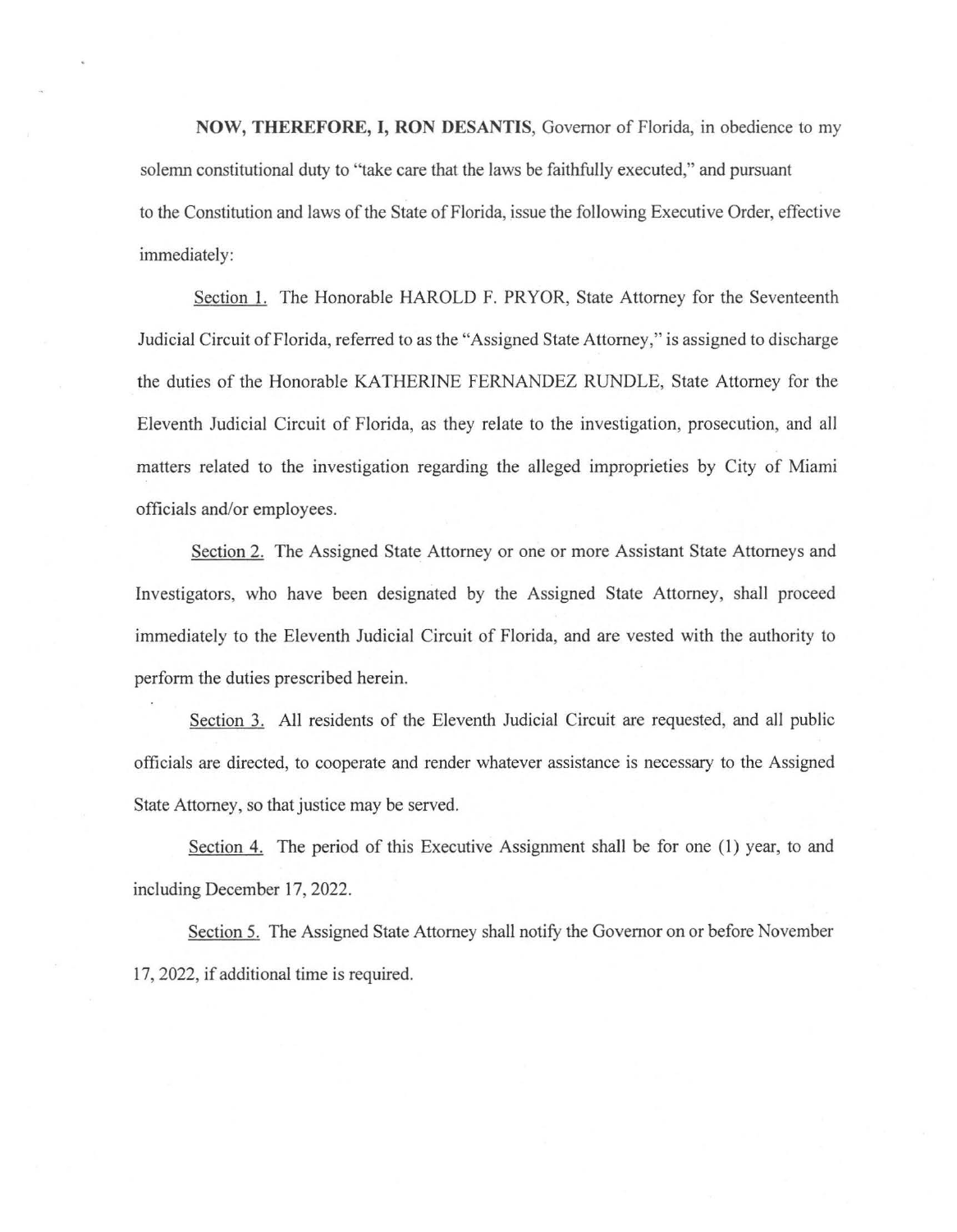**NOW, THEREFORE, I, RON DESANTIS**, Governor of Florida, in obedience to my solemn constitutional duty to "take care that the laws be faithfully executed," and pursuant to the Constitution and laws of the State of Florida, issue the following Executive Order, effective immediately:

Section 1. The Honorable HAROLD F. PRYOR, State Attorney for the Seventeenth Judicial Circuit of Florida, referred to as the "Assigned State Attorney," is assigned to discharge the duties of the Honorable KATHERINE FERNANDEZ RUNDLE, State Attorney for the Eleventh Judicial Circuit of Florida, as they relate to the investigation, prosecution, and all matters related to the investigation regarding the alleged improprieties by City of Miami officials and/or employees.

Section 2. The Assigned State Attorney or one or more Assistant State Attorneys and Investigators, who have been designated by the Assigned State Attorney, shall proceed immediately to the Eleventh Judicial Circuit of Florida, and are vested with the authority to perform the duties prescribed herein.

Section 3. All residents of the Eleventh Judicial Circuit are requested, and all public officials are directed, to cooperate and render whatever assistance is necessary to the Assigned State Attorney, so that justice may be served.

Section 4. The period of this Executive Assignment shall be for one (1) year, to and including December 17, 2022.

Section 5. The Assigned State Attorney shall notify the Governor on or before November 17, 2022, if additional time is required.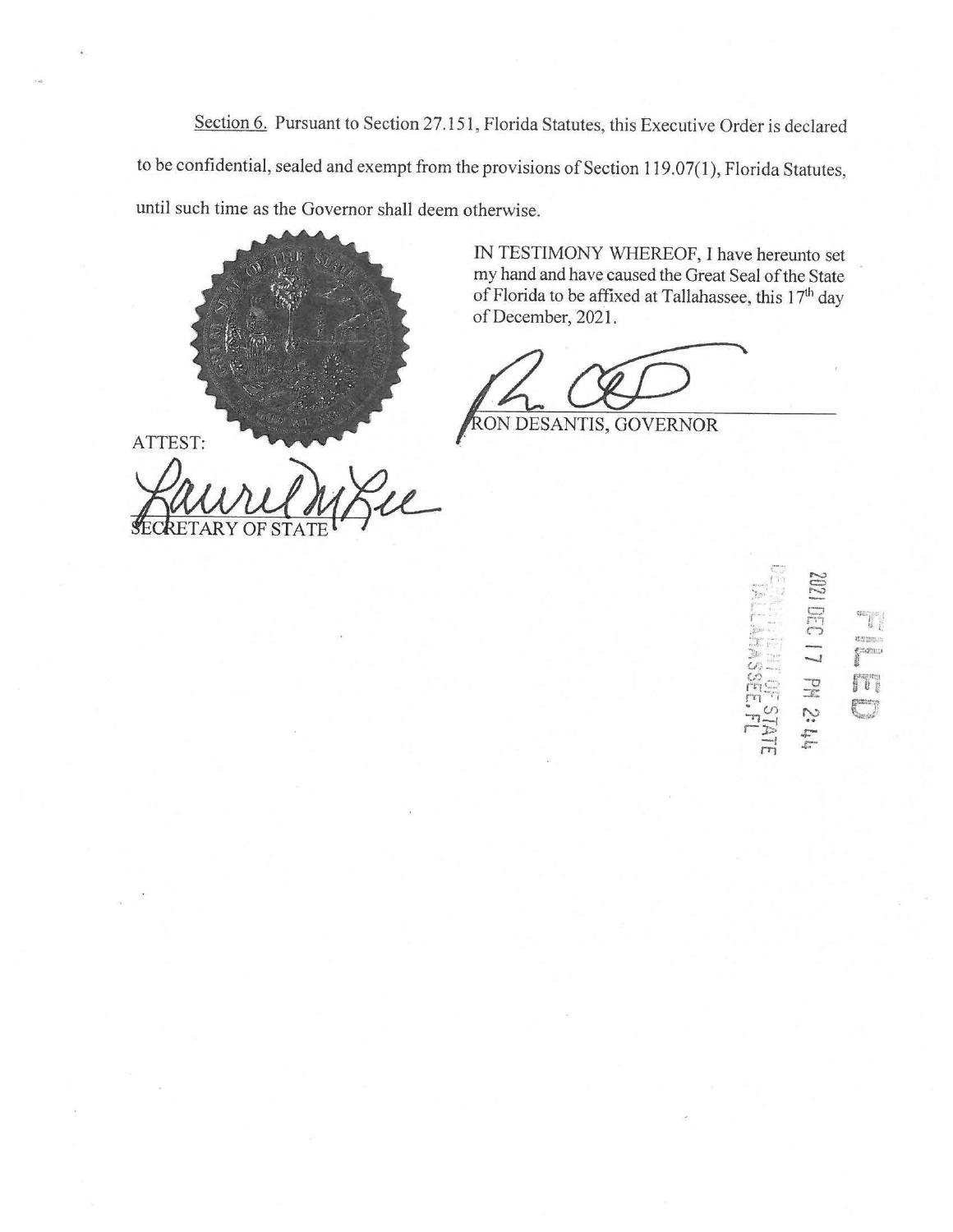Section 6. Pursuant to Section 27.151, Florida Statutes, this Executive Order is declared to be confidential, sealed and exempt from the provisions of Section 119.07(1), Florida Statutes, until such time as the Governor shall deem otherwise.

IN TESTIMONY WHEREOF, I have hereunto set my hand and have caused the Great Seal of the State of Florida to be affixed at Tallahassee, this 17th day of December, 2021.

RON DESANTIS, GOVERNOR

ATTEST:

SECRETARY OF STATE

FILED

2021 DEC 17 PM 2:44

DEPARTMENT OF STATE
TALLAHASSEE, FL